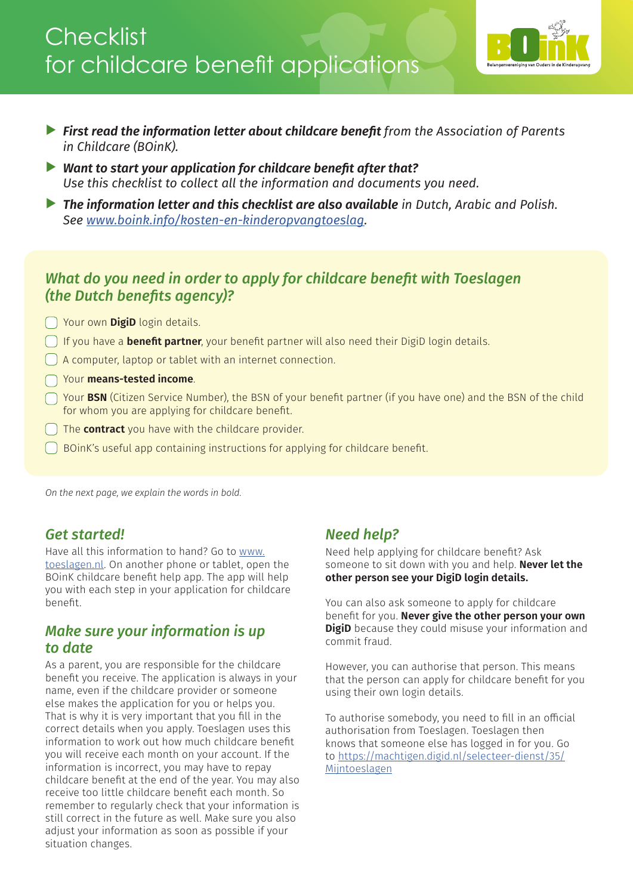# Checklist for childcare benefit applications

- ***First read the information letter about childcare benefit*** *from the Association of Parents in Childcare (BOinK).*
- ***Want to start your application for childcare benefit after that?*** *Use this checklist to collect all the information and documents you need.*
- ***The information letter and this checklist are also available*** *in Dutch, Arabic and Polish. See [www.boink.info/kosten-en-kinderopvangtoeslag](www.boink.info/kosten-en-kinderopvangtoeslag).*

## *What do you need in order to apply for childcare benefit with Toeslagen (the Dutch benefits agency)?*

- [ ] Your own **DigiD** login details.
- [ ] If you have a **benefit partner**, your benefit partner will also need their DigiD login details.
- [ ] A computer, laptop or tablet with an internet connection.
- [ ] Your **means-tested income**.
- [ ] Your **BSN** (Citizen Service Number), the BSN of your benefit partner (if you have one) and the BSN of the child for whom you are applying for childcare benefit.
- [ ] The **contract** you have with the childcare provider.
- [ ] BOinK's useful app containing instructions for applying for childcare benefit.

*On the next page, we explain the words in bold.*

## *Get started!*

Have all this information to hand? Go to [www.toeslagen.nl](www.toeslagen.nl). On another phone or tablet, open the BOinK childcare benefit help app. The app will help you with each step in your application for childcare benefit.

## *Make sure your information is up to date*

As a parent, you are responsible for the childcare benefit you receive. The application is always in your name, even if the childcare provider or someone else makes the application for you or helps you. That is why it is very important that you fill in the correct details when you apply. Toeslagen uses this information to work out how much childcare benefit you will receive each month on your account. If the information is incorrect, you may have to repay childcare benefit at the end of the year. You may also receive too little childcare benefit each month. So remember to regularly check that your information is still correct in the future as well. Make sure you also adjust your information as soon as possible if your situation changes.

## *Need help?*

Need help applying for childcare benefit? Ask someone to sit down with you and help. **Never let the other person see your DigiD login details.**

You can also ask someone to apply for childcare benefit for you. **Never give the other person your own DigiD** because they could misuse your information and commit fraud.

However, you can authorise that person. This means that the person can apply for childcare benefit for you using their own login details.

To authorise somebody, you need to fill in an official authorisation from Toeslagen. Toeslagen then knows that someone else has logged in for you. Go to [https://machtigen.digid.nl/selecteer-dienst/35/Mijntoeslagen](https://machtigen.digid.nl/selecteer-dienst/35/Mijntoeslagen)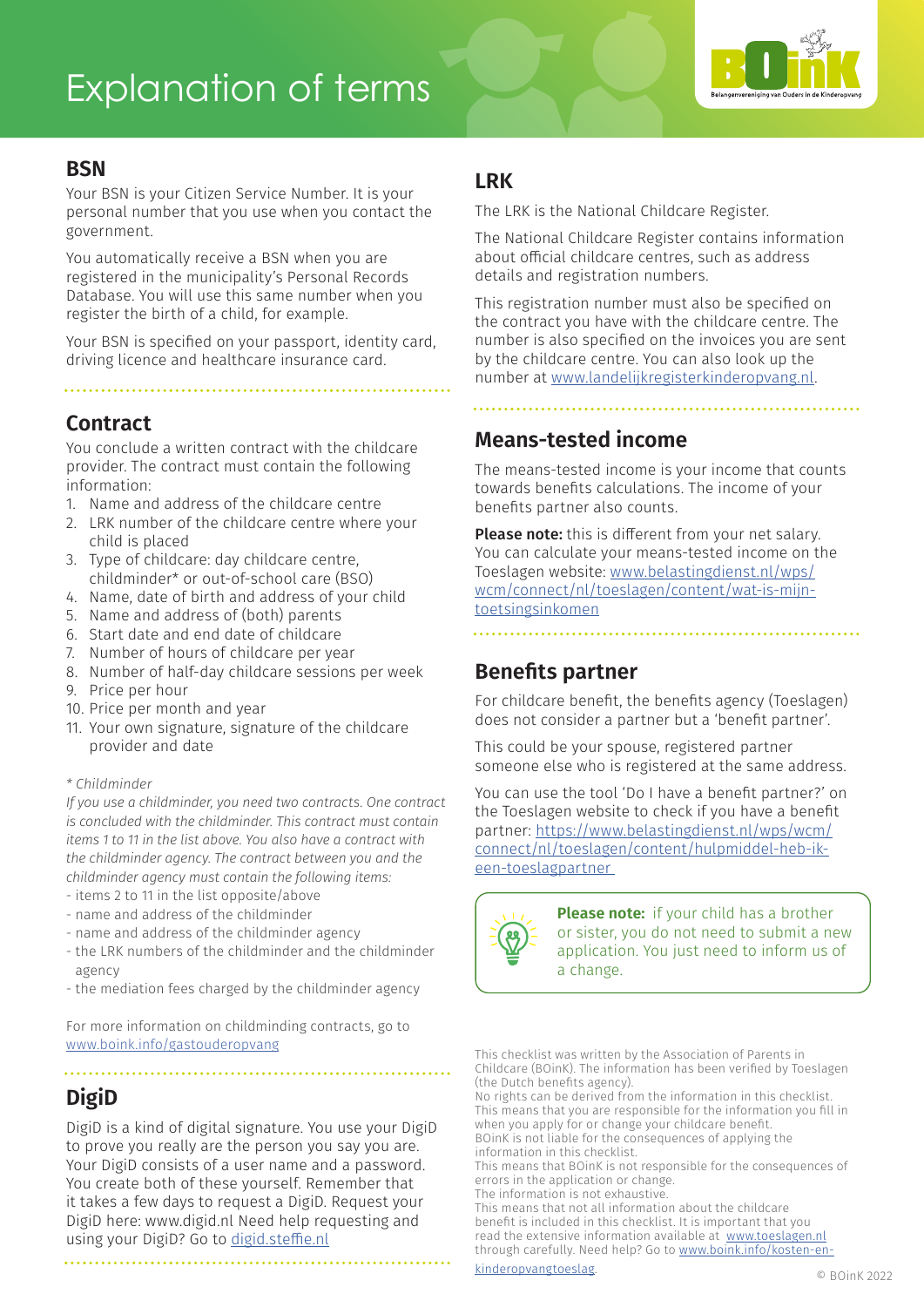# Explanation of terms

## BSN

Your BSN is your Citizen Service Number. It is your personal number that you use when you contact the government.

You automatically receive a BSN when you are registered in the municipality's Personal Records Database. You will use this same number when you register the birth of a child, for example.

Your BSN is specified on your passport, identity card, driving licence and healthcare insurance card.

## Contract

You conclude a written contract with the childcare provider. The contract must contain the following information:

1. Name and address of the childcare centre
2. LRK number of the childcare centre where your child is placed
3. Type of childcare: day childcare centre, childminder* or out-of-school care (BSO)
4. Name, date of birth and address of your child
5. Name and address of (both) parents
6. Start date and end date of childcare
7. Number of hours of childcare per year
8. Number of half-day childcare sessions per week
9. Price per hour
10. Price per month and year
11. Your own signature, signature of the childcare provider and date

*\* Childminder*

*If you use a childminder, you need two contracts. One contract is concluded with the childminder. This contract must contain items 1 to 11 in the list above. You also have a contract with the childminder agency. The contract between you and the childminder agency must contain the following items:*

- items 2 to 11 in the list opposite/above
- name and address of the childminder
- name and address of the childminder agency
- the LRK numbers of the childminder and the childminder agency
- the mediation fees charged by the childminder agency

For more information on childminding contracts, go to www.boink.info/gastouderopvang

## DigiD

DigiD is a kind of digital signature. You use your DigiD to prove you really are the person you say you are. Your DigiD consists of a user name and a password. You create both of these yourself. Remember that it takes a few days to request a DigiD. Request your DigiD here: www.digid.nl Need help requesting and using your DigiD? Go to digid.steffie.nl

## LRK

The LRK is the National Childcare Register.

The National Childcare Register contains information about official childcare centres, such as address details and registration numbers.

This registration number must also be specified on the contract you have with the childcare centre. The number is also specified on the invoices you are sent by the childcare centre. You can also look up the number at www.landelijkregisterkinderopvang.nl.

## Means-tested income

The means-tested income is your income that counts towards benefits calculations. The income of your benefits partner also counts.

**Please note:** this is different from your net salary. You can calculate your means-tested income on the Toeslagen website: www.belastingdienst.nl/wps/wcm/connect/nl/toeslagen/content/wat-is-mijn-toetsingsinkomen

## Benefits partner

For childcare benefit, the benefits agency (Toeslagen) does not consider a partner but a 'benefit partner'.

This could be your spouse, registered partner someone else who is registered at the same address.

You can use the tool 'Do I have a benefit partner?' on the Toeslagen website to check if you have a benefit partner: https://www.belastingdienst.nl/wps/wcm/connect/nl/toeslagen/content/hulpmiddel-heb-ik-een-toeslagpartner

**Please note:** if your child has a brother or sister, you do not need to submit a new application. You just need to inform us of a change.

This checklist was written by the Association of Parents in Childcare (BOinK). The information has been verified by Toeslagen (the Dutch benefits agency).
No rights can be derived from the information in this checklist. This means that you are responsible for the information you fill in when you apply for or change your childcare benefit.
BOinK is not liable for the consequences of applying the information in this checklist.
This means that BOinK is not responsible for the consequences of errors in the application or change.
The information is not exhaustive.
This means that not all information about the childcare benefit is included in this checklist. It is important that you read the extensive information available at www.toeslagen.nl through carefully. Need help? Go to www.boink.info/kosten-en-kinderopvangtoeslag.

© BOinK 2022